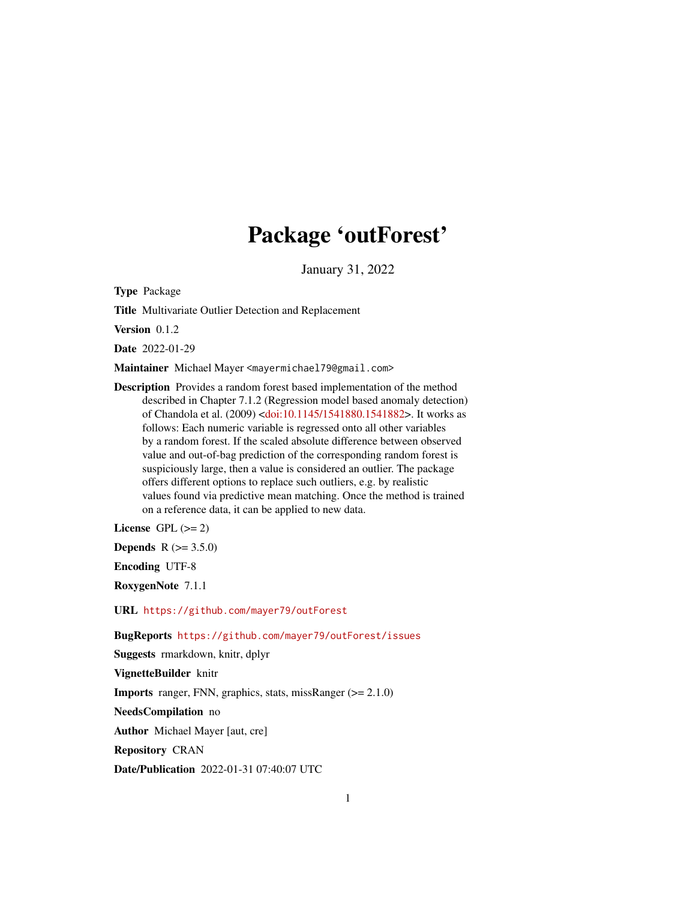# Package 'outForest'

January 31, 2022

**Type** Package

**Title** Multivariate Outlier Detection and Replacement

**Version** 0.1.2

**Date** 2022-01-29

**Maintainer** Michael Mayer <mayermichael79@gmail.com>

**Description** Provides a random forest based implementation of the method described in Chapter 7.1.2 (Regression model based anomaly detection) of Chandola et al. (2009) <doi:10.1145/1541880.1541882>. It works as follows: Each numeric variable is regressed onto all other variables by a random forest. If the scaled absolute difference between observed value and out-of-bag prediction of the corresponding random forest is suspiciously large, then a value is considered an outlier. The package offers different options to replace such outliers, e.g. by realistic values found via predictive mean matching. Once the method is trained on a reference data, it can be applied to new data.

**License** GPL (>= 2)

**Depends** R (>= 3.5.0)

**Encoding** UTF-8

**RoxygenNote** 7.1.1

**URL** https://github.com/mayer79/outForest

**BugReports** https://github.com/mayer79/outForest/issues

**Suggests** rmarkdown, knitr, dplyr

**VignetteBuilder** knitr

**Imports** ranger, FNN, graphics, stats, missRanger (>= 2.1.0)

**NeedsCompilation** no

**Author** Michael Mayer [aut, cre]

**Repository** CRAN

**Date/Publication** 2022-01-31 07:40:07 UTC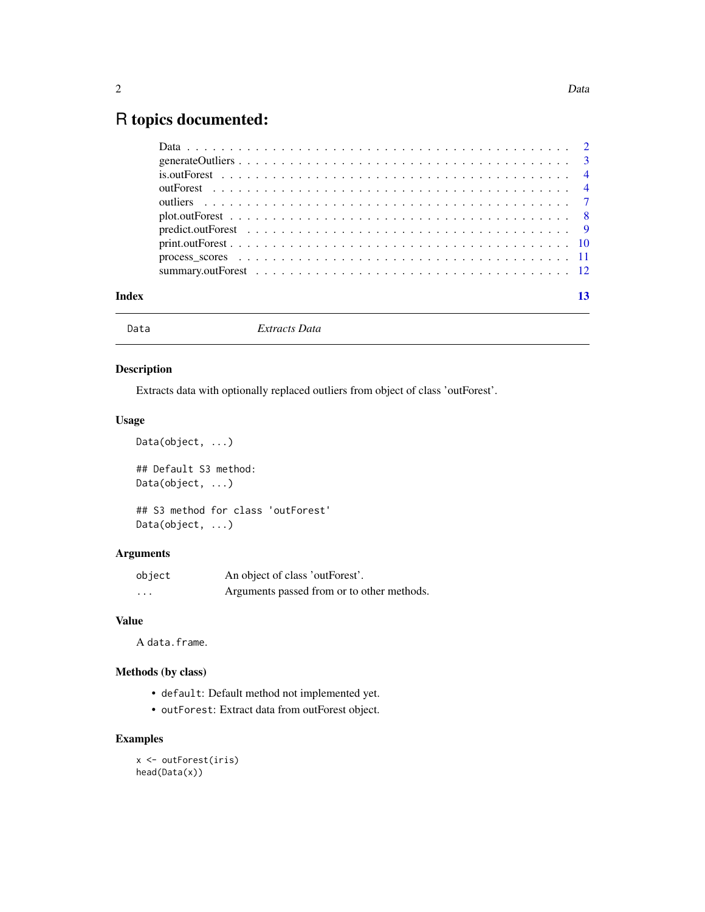# R topics documented:

| | |
|---|---|
| Data | 2 |
| generateOutliers | 3 |
| is.outForest | 4 |
| outForest | 4 |
| outliers | 7 |
| plot.outForest | 8 |
| predict.outForest | 9 |
| print.outForest | 10 |
| process_scores | 11 |
| summary.outForest | 12 |

**Index** **13**

---

`Data` *Extracts Data*

---

## Description

Extracts data with optionally replaced outliers from object of class 'outForest'.

## Usage

```
Data(object, ...)

## Default S3 method:
Data(object, ...)

## S3 method for class 'outForest'
Data(object, ...)
```

## Arguments

| | |
|---|---|
| `object` | An object of class 'outForest'. |
| `...` | Arguments passed from or to other methods. |

## Value

A `data.frame`.

## Methods (by class)

- `default`: Default method not implemented yet.
- `outForest`: Extract data from outForest object.

## Examples

```
x <- outForest(iris)
head(Data(x))
```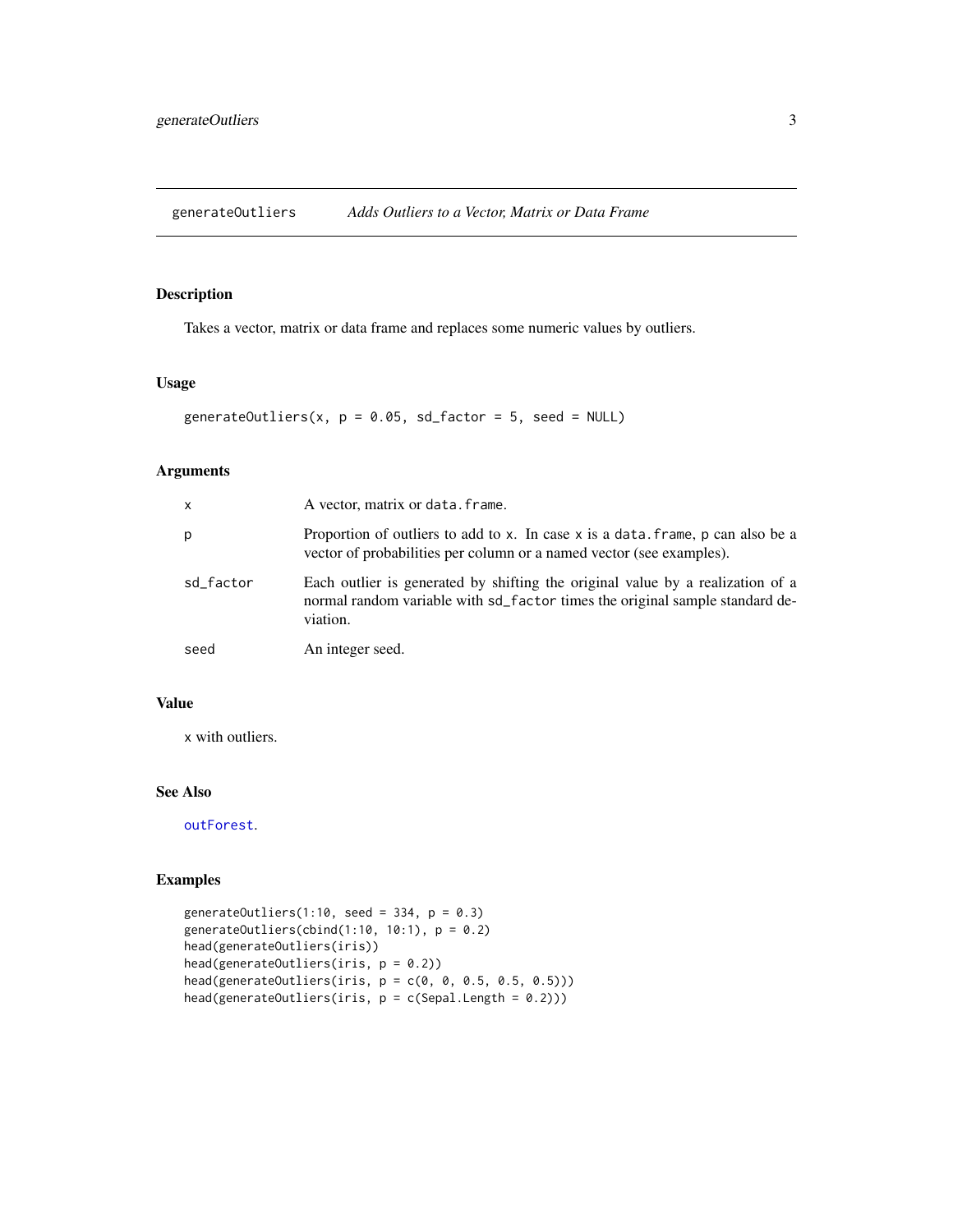# generateOutliers *Adds Outliers to a Vector, Matrix or Data Frame*

## Description

Takes a vector, matrix or data frame and replaces some numeric values by outliers.

## Usage

```
generateOutliers(x, p = 0.05, sd_factor = 5, seed = NULL)
```

## Arguments

| | |
|---|---|
| x | A vector, matrix or data.frame. |
| p | Proportion of outliers to add to x. In case x is a data.frame, p can also be a vector of probabilities per column or a named vector (see examples). |
| sd_factor | Each outlier is generated by shifting the original value by a realization of a normal random variable with sd_factor times the original sample standard deviation. |
| seed | An integer seed. |

## Value

x with outliers.

## See Also

outForest.

## Examples

```
generateOutliers(1:10, seed = 334, p = 0.3)
generateOutliers(cbind(1:10, 10:1), p = 0.2)
head(generateOutliers(iris))
head(generateOutliers(iris, p = 0.2))
head(generateOutliers(iris, p = c(0, 0, 0.5, 0.5, 0.5)))
head(generateOutliers(iris, p = c(Sepal.Length = 0.2)))
```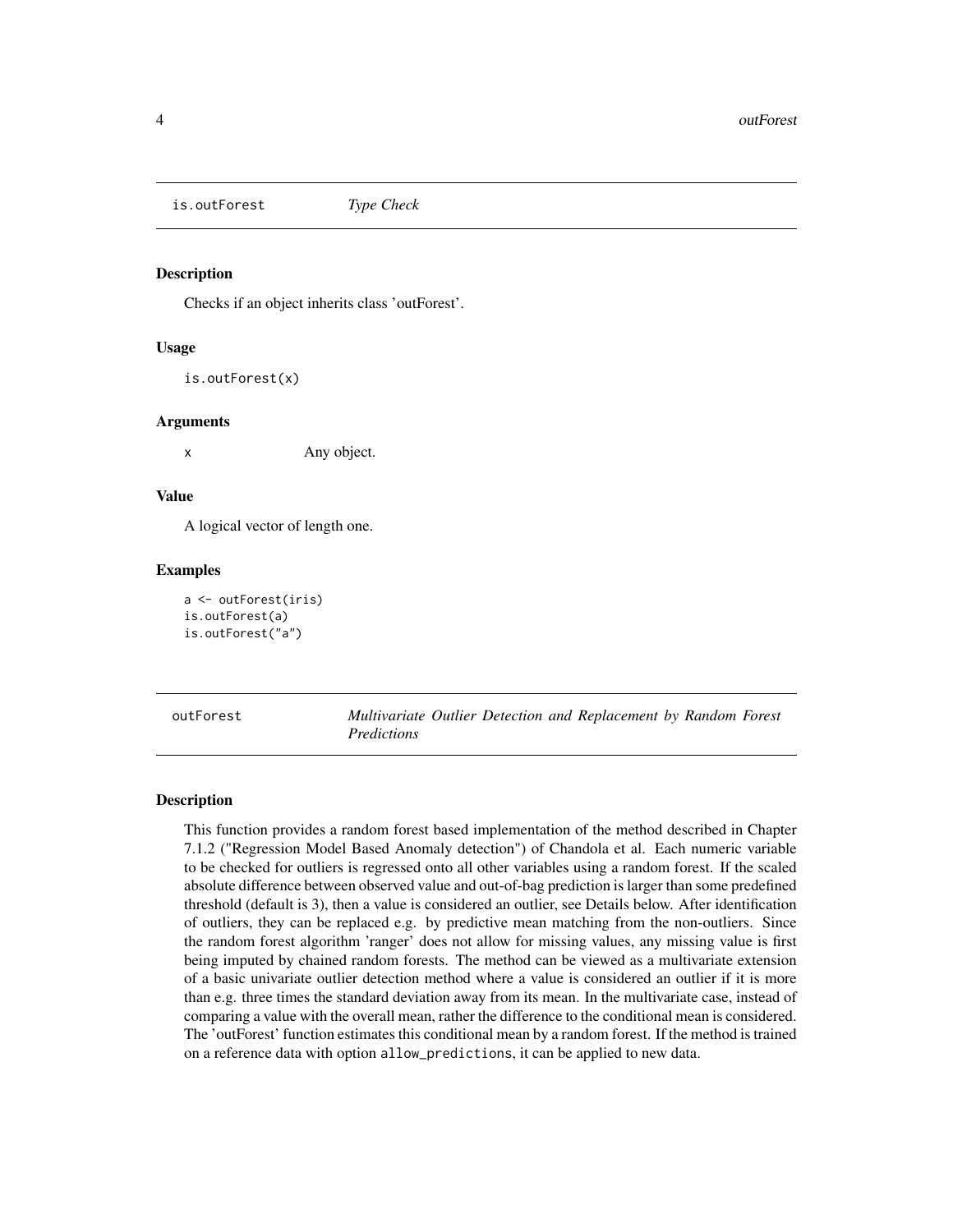## is.outForest *Type Check*

### Description

Checks if an object inherits class 'outForest'.

### Usage

```
is.outForest(x)
```

### Arguments

| | |
|---|---|
| x | Any object. |

### Value

A logical vector of length one.

### Examples

```
a <- outForest(iris)
is.outForest(a)
is.outForest("a")
```

## outForest *Multivariate Outlier Detection and Replacement by Random Forest Predictions*

### Description

This function provides a random forest based implementation of the method described in Chapter 7.1.2 ("Regression Model Based Anomaly detection") of Chandola et al. Each numeric variable to be checked for outliers is regressed onto all other variables using a random forest. If the scaled absolute difference between observed value and out-of-bag prediction is larger than some predefined threshold (default is 3), then a value is considered an outlier, see Details below. After identification of outliers, they can be replaced e.g. by predictive mean matching from the non-outliers. Since the random forest algorithm 'ranger' does not allow for missing values, any missing value is first being imputed by chained random forests. The method can be viewed as a multivariate extension of a basic univariate outlier detection method where a value is considered an outlier if it is more than e.g. three times the standard deviation away from its mean. In the multivariate case, instead of comparing a value with the overall mean, rather the difference to the conditional mean is considered. The 'outForest' function estimates this conditional mean by a random forest. If the method is trained on a reference data with option `allow_predictions`, it can be applied to new data.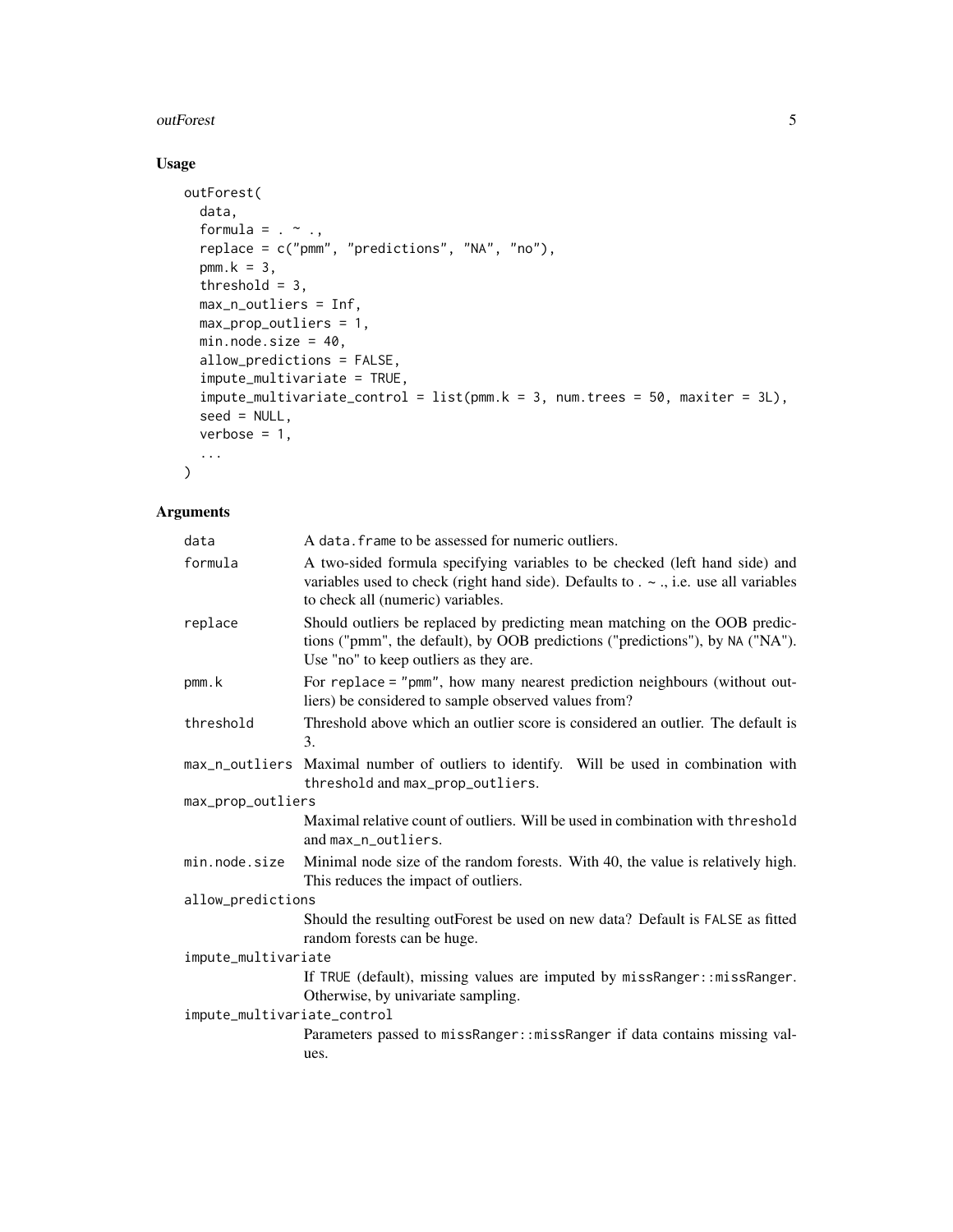## Usage

```
outForest(
  data,
  formula = . ~ .,
  replace = c("pmm", "predictions", "NA", "no"),
  pmm.k = 3,
  threshold = 3,
  max_n_outliers = Inf,
  max_prop_outliers = 1,
  min.node.size = 40,
  allow_predictions = FALSE,
  impute_multivariate = TRUE,
  impute_multivariate_control = list(pmm.k = 3, num.trees = 50, maxiter = 3L),
  seed = NULL,
  verbose = 1,
  ...
)
```

## Arguments

| Argument | Description |
|---|---|
| `data` | A `data.frame` to be assessed for numeric outliers. |
| `formula` | A two-sided formula specifying variables to be checked (left hand side) and variables used to check (right hand side). Defaults to . ~ ., i.e. use all variables to check all (numeric) variables. |
| `replace` | Should outliers be replaced by predicting mean matching on the OOB predictions ("pmm", the default), by OOB predictions ("predictions"), by `NA` ("NA"). Use "no" to keep outliers as they are. |
| `pmm.k` | For `replace = "pmm"`, how many nearest prediction neighbours (without outliers) be considered to sample observed values from? |
| `threshold` | Threshold above which an outlier score is considered an outlier. The default is 3. |
| `max_n_outliers` | Maximal number of outliers to identify. Will be used in combination with `threshold` and `max_prop_outliers`. |
| `max_prop_outliers` | Maximal relative count of outliers. Will be used in combination with `threshold` and `max_n_outliers`. |
| `min.node.size` | Minimal node size of the random forests. With 40, the value is relatively high. This reduces the impact of outliers. |
| `allow_predictions` | Should the resulting outForest be used on new data? Default is `FALSE` as fitted random forests can be huge. |
| `impute_multivariate` | If `TRUE` (default), missing values are imputed by `missRanger::missRanger`. Otherwise, by univariate sampling. |
| `impute_multivariate_control` | Parameters passed to `missRanger::missRanger` if data contains missing values. |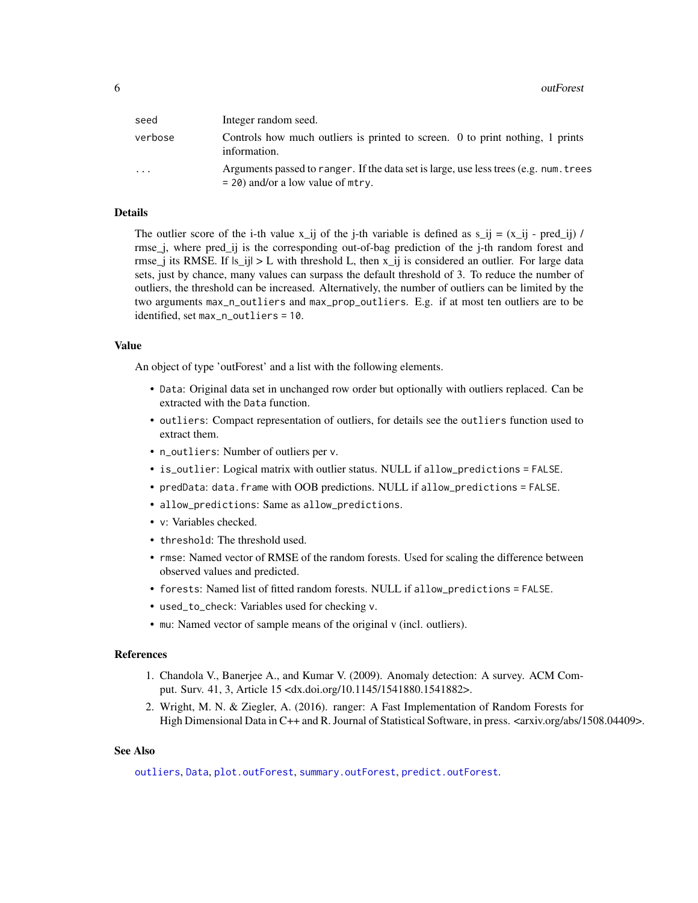| | |
|---|---|
| seed | Integer random seed. |
| verbose | Controls how much outliers is printed to screen. 0 to print nothing, 1 prints information. |
| ... | Arguments passed to `ranger`. If the data set is large, use less trees (e.g. `num.trees = 20`) and/or a low value of `mtry`. |

## Details

The outlier score of the i-th value $x_{ij}$ of the j-th variable is defined as $s_{ij} = (x_{ij} - pred_{ij}) / rmse_j$, where $pred_{ij}$ is the corresponding out-of-bag prediction of the j-th random forest and $rmse_j$ its RMSE. If $|s_{ij}| > L$ with threshold L, then $x_{ij}$ is considered an outlier. For large data sets, just by chance, many values can surpass the default threshold of 3. To reduce the number of outliers, the threshold can be increased. Alternatively, the number of outliers can be limited by the two arguments `max_n_outliers` and `max_prop_outliers`. E.g. if at most ten outliers are to be identified, set `max_n_outliers = 10`.

## Value

An object of type 'outForest' and a list with the following elements.

- `Data`: Original data set in unchanged row order but optionally with outliers replaced. Can be extracted with the `Data` function.
- `outliers`: Compact representation of outliers, for details see the `outliers` function used to extract them.
- `n_outliers`: Number of outliers per `v`.
- `is_outlier`: Logical matrix with outlier status. NULL if `allow_predictions = FALSE`.
- `predData`: `data.frame` with OOB predictions. NULL if `allow_predictions = FALSE`.
- `allow_predictions`: Same as `allow_predictions`.
- `v`: Variables checked.
- `threshold`: The threshold used.
- `rmse`: Named vector of RMSE of the random forests. Used for scaling the difference between observed values and predicted.
- `forests`: Named list of fitted random forests. NULL if `allow_predictions = FALSE`.
- `used_to_check`: Variables used for checking `v`.
- `mu`: Named vector of sample means of the original v (incl. outliers).

## References

1. Chandola V., Banerjee A., and Kumar V. (2009). Anomaly detection: A survey. ACM Comput. Surv. 41, 3, Article 15 <dx.doi.org/10.1145/1541880.1541882>.
2. Wright, M. N. & Ziegler, A. (2016). ranger: A Fast Implementation of Random Forests for High Dimensional Data in C++ and R. Journal of Statistical Software, in press. <arxiv.org/abs/1508.04409>.

## See Also

`outliers`, `Data`, `plot.outForest`, `summary.outForest`, `predict.outForest`.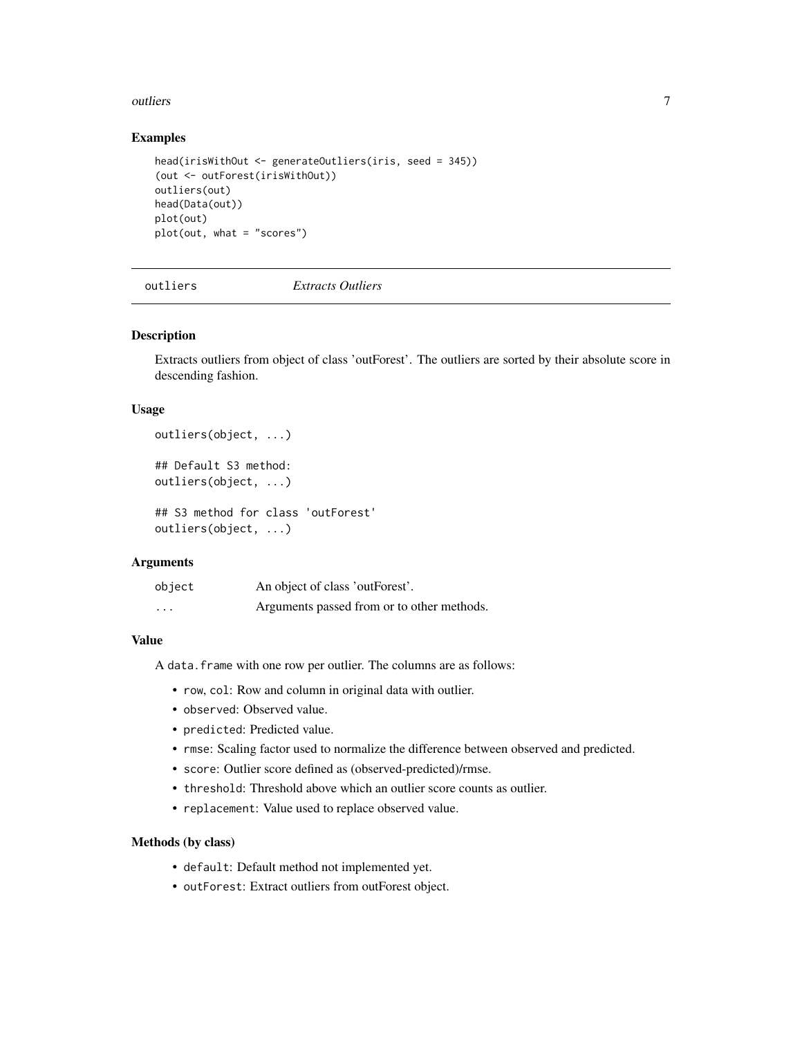## Examples

```
head(irisWithOut <- generateOutliers(iris, seed = 345))
(out <- outForest(irisWithOut))
outliers(out)
head(Data(out))
plot(out)
plot(out, what = "scores")
```

---

# outliers *Extracts Outliers*

---

## Description

Extracts outliers from object of class 'outForest'. The outliers are sorted by their absolute score in descending fashion.

## Usage

```
outliers(object, ...)

## Default S3 method:
outliers(object, ...)

## S3 method for class 'outForest'
outliers(object, ...)
```

## Arguments

| | |
|---|---|
| `object` | An object of class 'outForest'. |
| `...` | Arguments passed from or to other methods. |

## Value

A `data.frame` with one row per outlier. The columns are as follows:

- `row`, `col`: Row and column in original data with outlier.
- `observed`: Observed value.
- `predicted`: Predicted value.
- `rmse`: Scaling factor used to normalize the difference between observed and predicted.
- `score`: Outlier score defined as (observed-predicted)/rmse.
- `threshold`: Threshold above which an outlier score counts as outlier.
- `replacement`: Value used to replace observed value.

## Methods (by class)

- `default`: Default method not implemented yet.
- `outForest`: Extract outliers from outForest object.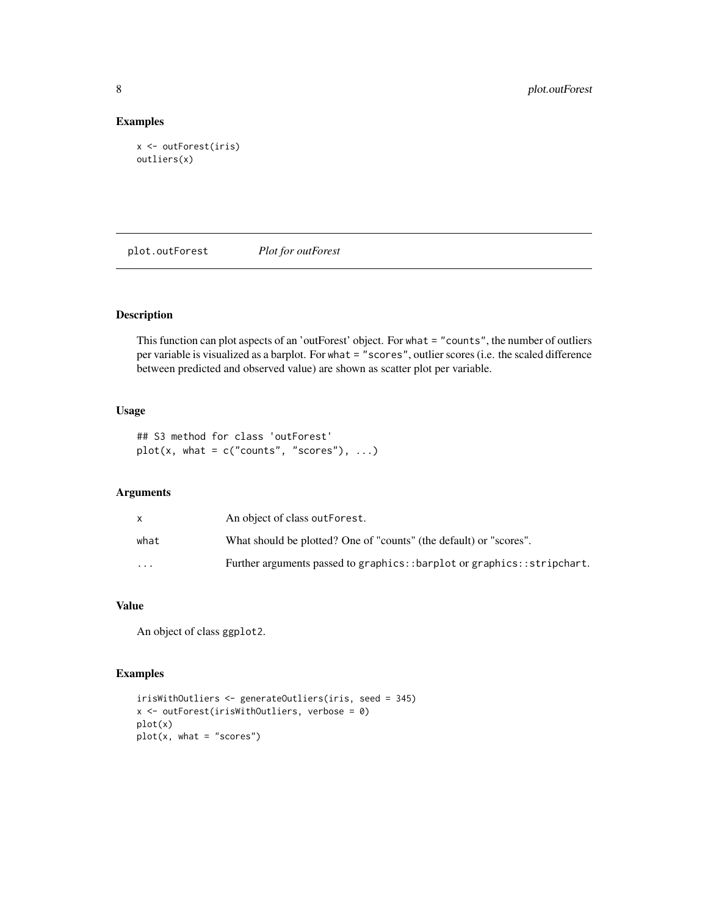## Examples

```
x <- outForest(iris)
outliers(x)
```

---

## plot.outForest *Plot for outForest*

---

### Description

This function can plot aspects of an 'outForest' object. For `what = "counts"`, the number of outliers per variable is visualized as a barplot. For `what = "scores"`, outlier scores (i.e. the scaled difference between predicted and observed value) are shown as scatter plot per variable.

### Usage

```
## S3 method for class 'outForest'
plot(x, what = c("counts", "scores"), ...)
```

### Arguments

| | |
|---|---|
| x | An object of class `outForest`. |
| what | What should be plotted? One of "counts" (the default) or "scores". |
| ... | Further arguments passed to `graphics::barplot` or `graphics::stripchart`. |

### Value

An object of class `ggplot2`.

### Examples

```
irisWithOutliers <- generateOutliers(iris, seed = 345)
x <- outForest(irisWithOutliers, verbose = 0)
plot(x)
plot(x, what = "scores")
```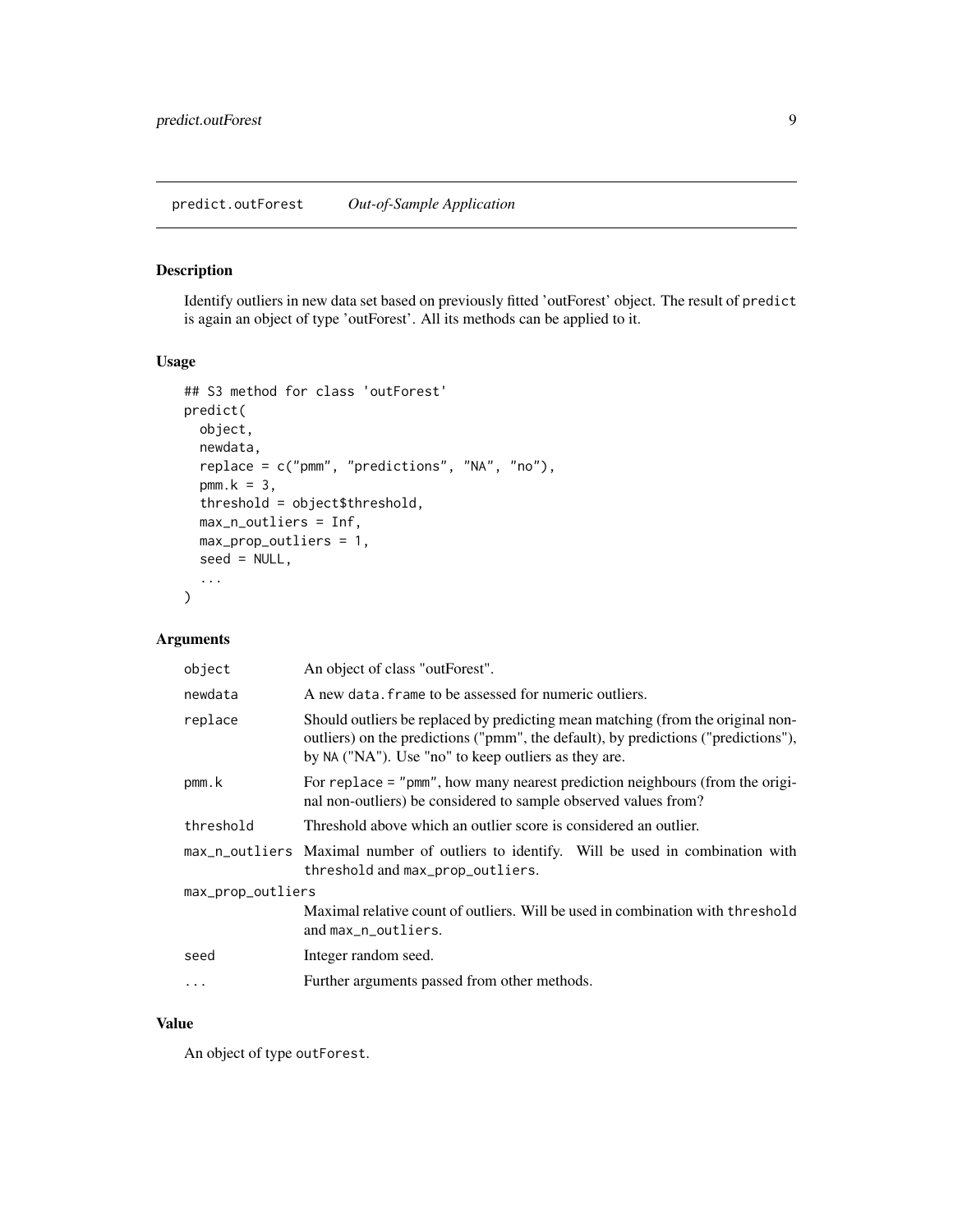## predict.outForest *Out-of-Sample Application*

### Description

Identify outliers in new data set based on previously fitted 'outForest' object. The result of `predict` is again an object of type 'outForest'. All its methods can be applied to it.

### Usage

```
## S3 method for class 'outForest'
predict(
  object,
  newdata,
  replace = c("pmm", "predictions", "NA", "no"),
  pmm.k = 3,
  threshold = object$threshold,
  max_n_outliers = Inf,
  max_prop_outliers = 1,
  seed = NULL,
  ...
)
```

### Arguments

| | |
|---|---|
| `object` | An object of class "outForest". |
| `newdata` | A new `data.frame` to be assessed for numeric outliers. |
| `replace` | Should outliers be replaced by predicting mean matching (from the original non-outliers) on the predictions ("pmm", the default), by predictions ("predictions"), by `NA` ("NA"). Use "no" to keep outliers as they are. |
| `pmm.k` | For `replace = "pmm"`, how many nearest prediction neighbours (from the original non-outliers) be considered to sample observed values from? |
| `threshold` | Threshold above which an outlier score is considered an outlier. |
| `max_n_outliers` | Maximal number of outliers to identify. Will be used in combination with `threshold` and `max_prop_outliers`. |
| `max_prop_outliers` | Maximal relative count of outliers. Will be used in combination with `threshold` and `max_n_outliers`. |
| `seed` | Integer random seed. |
| `...` | Further arguments passed from other methods. |

### Value

An object of type `outForest`.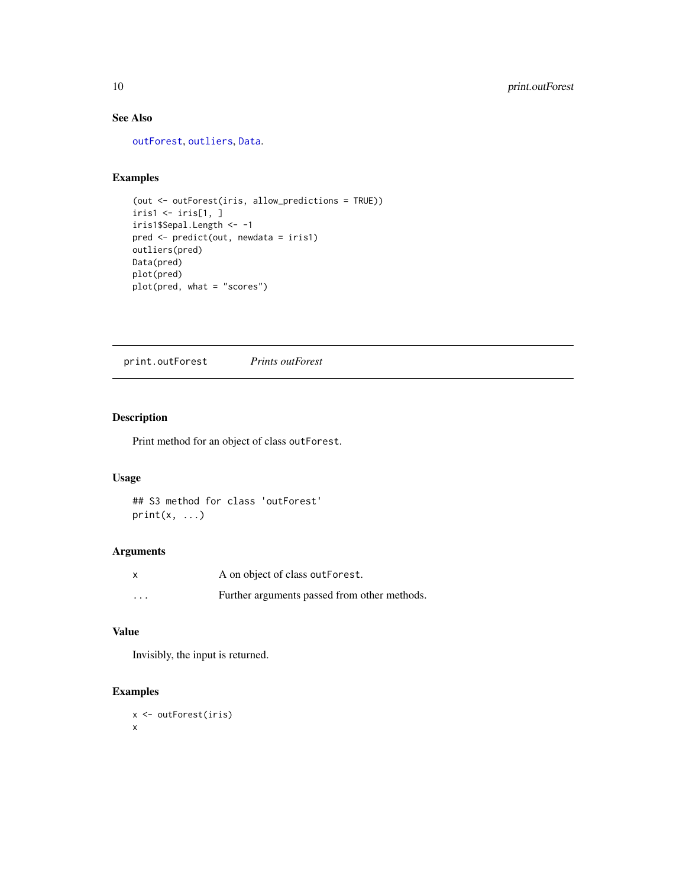## See Also

outForest, outliers, Data.

## Examples

```
(out <- outForest(iris, allow_predictions = TRUE))
iris1 <- iris[1, ]
iris1$Sepal.Length <- -1
pred <- predict(out, newdata = iris1)
outliers(pred)
Data(pred)
plot(pred)
plot(pred, what = "scores")
```

---

# print.outForest     *Prints outForest*

---

## Description

Print method for an object of class `outForest`.

## Usage

```
## S3 method for class 'outForest'
print(x, ...)
```

## Arguments

| | |
|---|---|
| x | A on object of class `outForest`. |
| ... | Further arguments passed from other methods. |

## Value

Invisibly, the input is returned.

## Examples

```
x <- outForest(iris)
x
```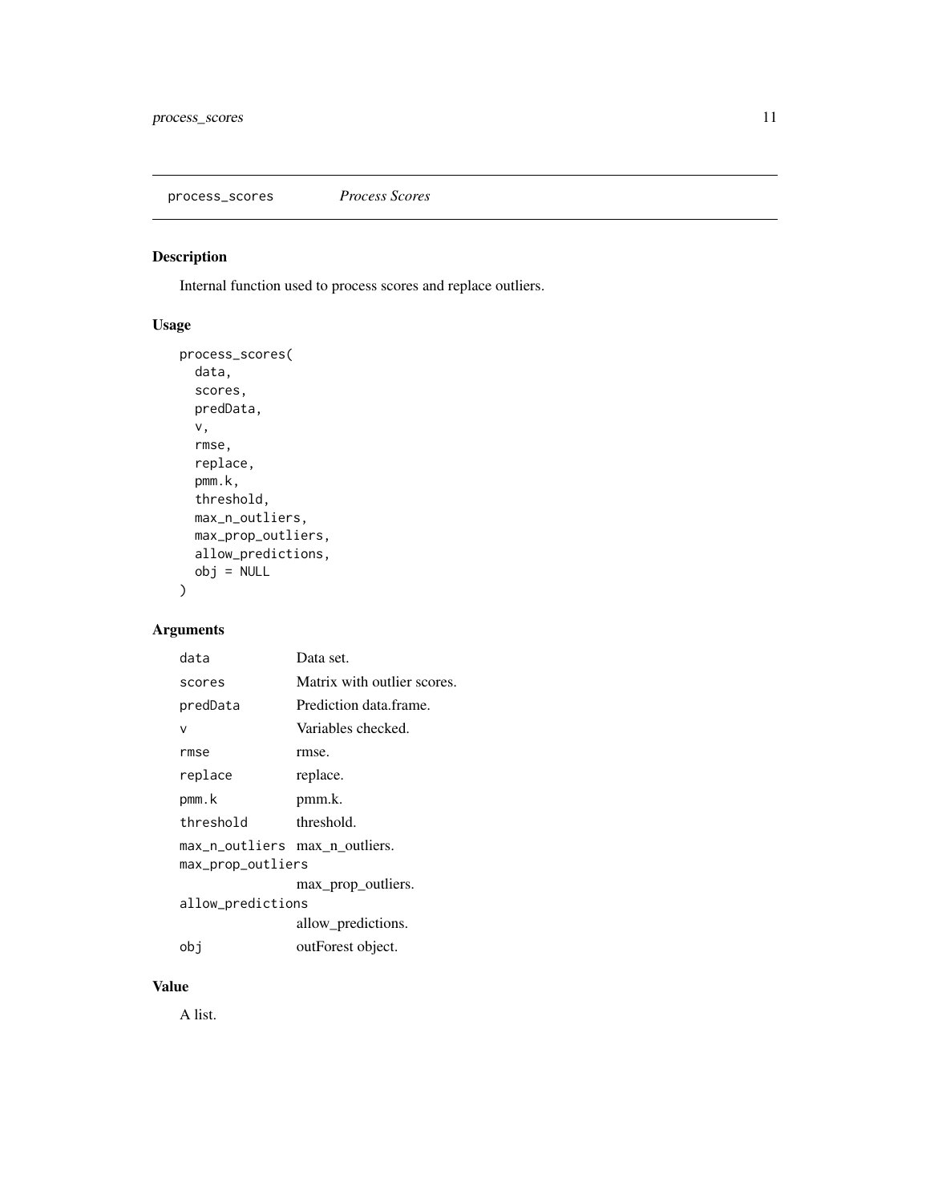## process_scores *Process Scores*

### Description

Internal function used to process scores and replace outliers.

### Usage

```
process_scores(
  data,
  scores,
  predData,
  v,
  rmse,
  replace,
  pmm.k,
  threshold,
  max_n_outliers,
  max_prop_outliers,
  allow_predictions,
  obj = NULL
)
```

### Arguments

| | |
|---|---|
| `data` | Data set. |
| `scores` | Matrix with outlier scores. |
| `predData` | Prediction data.frame. |
| `v` | Variables checked. |
| `rmse` | rmse. |
| `replace` | replace. |
| `pmm.k` | pmm.k. |
| `threshold` | threshold. |
| `max_n_outliers` | max_n_outliers. |
| `max_prop_outliers` | max_prop_outliers. |
| `allow_predictions` | allow_predictions. |
| `obj` | outForest object. |

### Value

A list.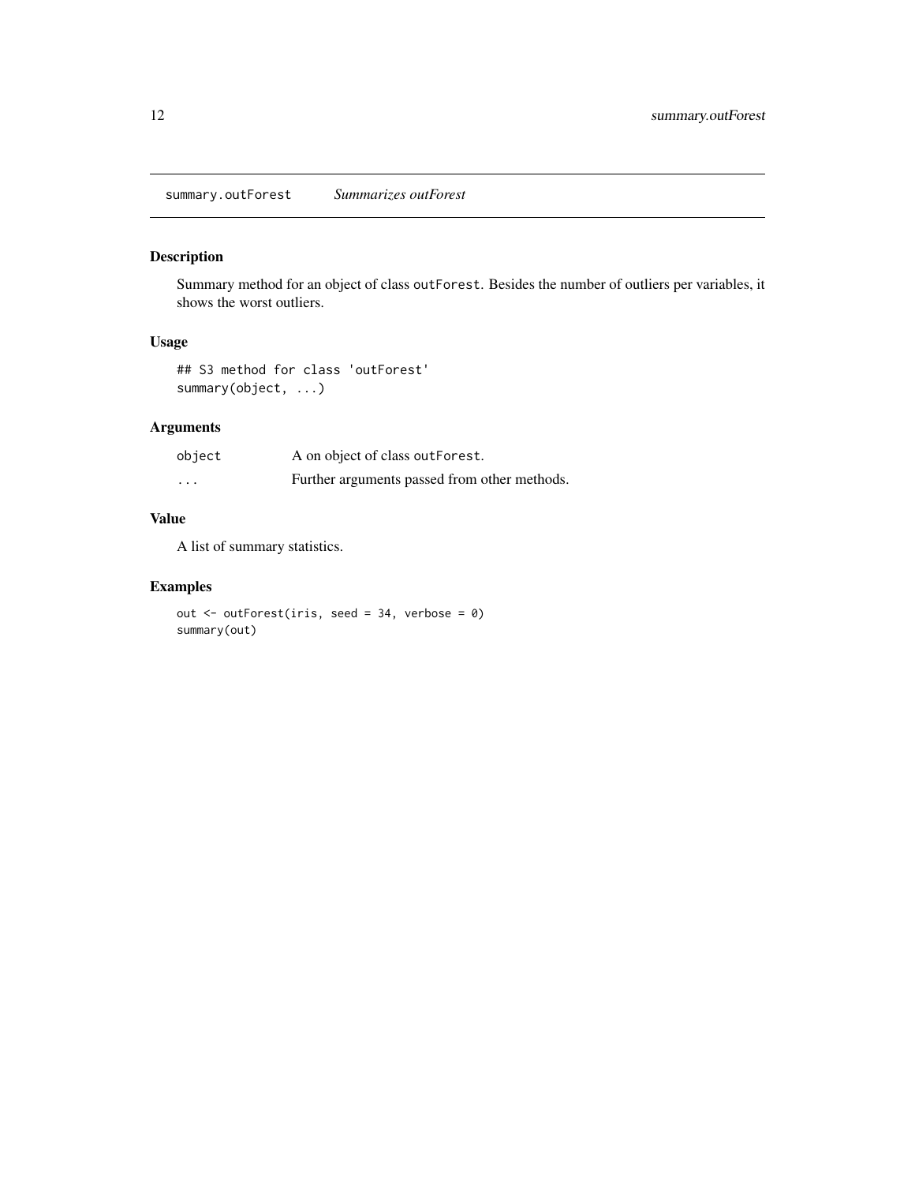## summary.outForest — *Summarizes outForest*

### Description

Summary method for an object of class `outForest`. Besides the number of outliers per variables, it shows the worst outliers.

### Usage

```
## S3 method for class 'outForest'
summary(object, ...)
```

### Arguments

| | |
|---|---|
| `object` | A on object of class `outForest`. |
| `...` | Further arguments passed from other methods. |

### Value

A list of summary statistics.

### Examples

```
out <- outForest(iris, seed = 34, verbose = 0)
summary(out)
```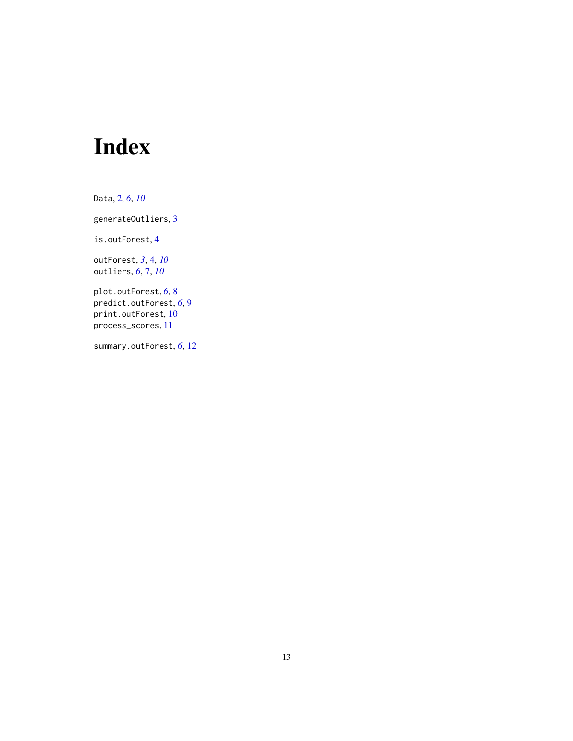# Index

Data, 2, *6*, *10*

generateOutliers, 3

is.outForest, 4

outForest, *3*, 4, *10*
outliers, *6*, 7, *10*

plot.outForest, *6*, 8
predict.outForest, *6*, 9
print.outForest, 10
process_scores, 11

summary.outForest, *6*, 12